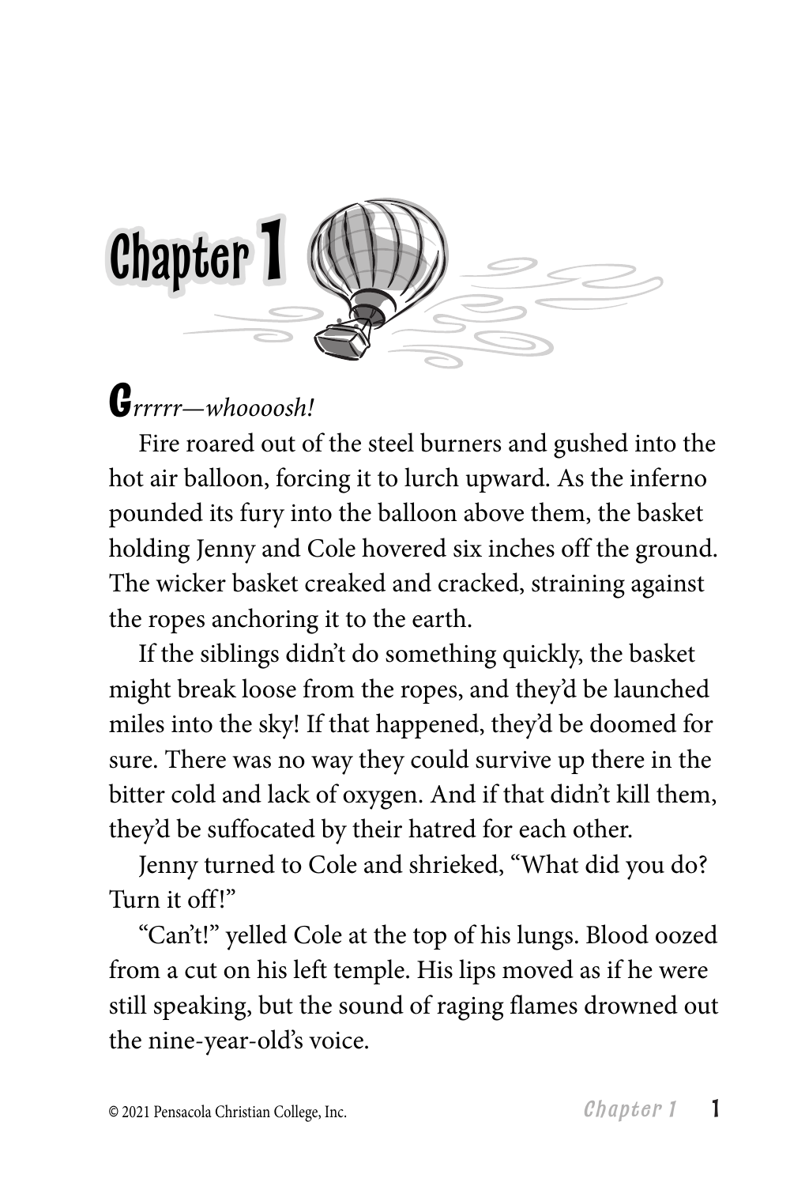# Chapter 1

*Grrrrr—whooooosh!*

Fire roared out of the steel burners and gushed into the hot air balloon, forcing it to lurch upward. As the inferno pounded its fury into the balloon above them, the basket holding Jenny and Cole hovered six inches off the ground. The wicker basket creaked and cracked, straining against the ropes anchoring it to the earth.

If the siblings didn't do something quickly, the basket might break loose from the ropes, and they'd be launched miles into the sky! If that happened, they'd be doomed for sure. There was no way they could survive up there in the bitter cold and lack of oxygen. And if that didn't kill them, they'd be suffocated by their hatred for each other.

Jenny turned to Cole and shrieked, "What did you do? Turn it off!"

"Can't!" yelled Cole at the top of his lungs. Blood oozed from a cut on his left temple. His lips moved as if he were still speaking, but the sound of raging flames drowned out the nine-year-old's voice.

© 2021 Pensacola Christian College, Inc.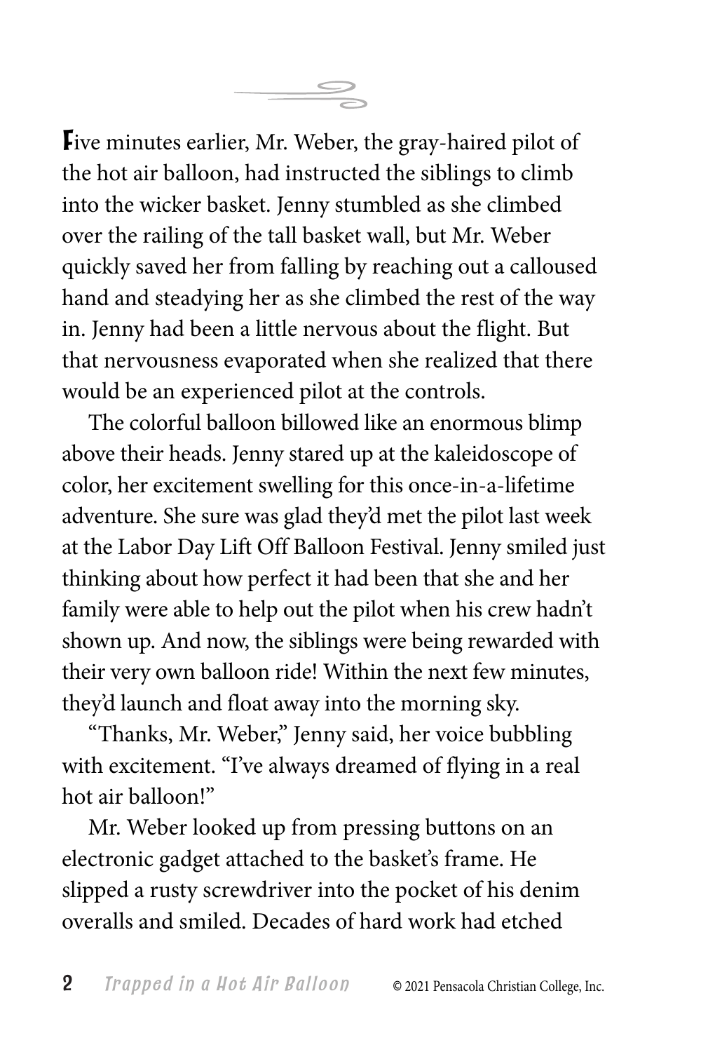Five minutes earlier, Mr. Weber, the gray-haired pilot of the hot air balloon, had instructed the siblings to climb into the wicker basket. Jenny stumbled as she climbed over the railing of the tall basket wall, but Mr. Weber quickly saved her from falling by reaching out a calloused hand and steadying her as she climbed the rest of the way in. Jenny had been a little nervous about the flight. But that nervousness evaporated when she realized that there would be an experienced pilot at the controls.

The colorful balloon billowed like an enormous blimp above their heads. Jenny stared up at the kaleidoscope of color, her excitement swelling for this once-in-a-lifetime adventure. She sure was glad they'd met the pilot last week at the Labor Day Lift Off Balloon Festival. Jenny smiled just thinking about how perfect it had been that she and her family were able to help out the pilot when his crew hadn't shown up. And now, the siblings were being rewarded with their very own balloon ride! Within the next few minutes, they'd launch and float away into the morning sky.

"Thanks, Mr. Weber," Jenny said, her voice bubbling with excitement. "I've always dreamed of flying in a real hot air balloon!"

Mr. Weber looked up from pressing buttons on an electronic gadget attached to the basket's frame. He slipped a rusty screwdriver into the pocket of his denim overalls and smiled. Decades of hard work had etched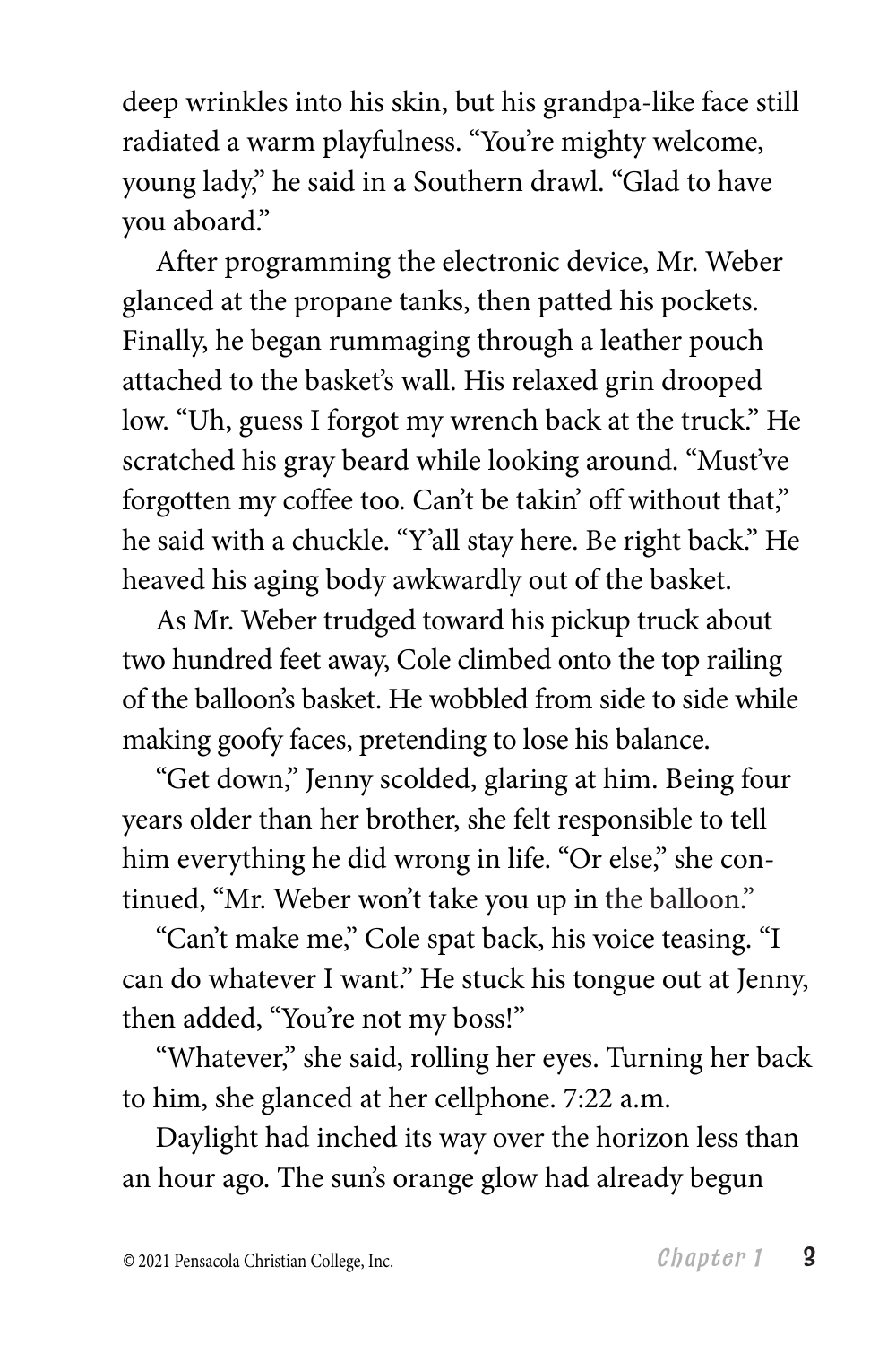deep wrinkles into his skin, but his grandpa-like face still radiated a warm playfulness. "You're mighty welcome, young lady," he said in a Southern drawl. "Glad to have you aboard."

After programming the electronic device, Mr. Weber glanced at the propane tanks, then patted his pockets. Finally, he began rummaging through a leather pouch attached to the basket's wall. His relaxed grin drooped low. "Uh, guess I forgot my wrench back at the truck." He scratched his gray beard while looking around. "Must've forgotten my coffee too. Can't be takin' off without that," he said with a chuckle. "Y'all stay here. Be right back." He heaved his aging body awkwardly out of the basket.

As Mr. Weber trudged toward his pickup truck about two hundred feet away, Cole climbed onto the top railing of the balloon's basket. He wobbled from side to side while making goofy faces, pretending to lose his balance.

"Get down," Jenny scolded, glaring at him. Being four years older than her brother, she felt responsible to tell him everything he did wrong in life. "Or else," she continued, "Mr. Weber won't take you up in the balloon."

"Can't make me," Cole spat back, his voice teasing. "I can do whatever I want." He stuck his tongue out at Jenny, then added, "You're not my boss!"

"Whatever," she said, rolling her eyes. Turning her back to him, she glanced at her cellphone. 7:22 a.m.

Daylight had inched its way over the horizon less than an hour ago. The sun's orange glow had already begun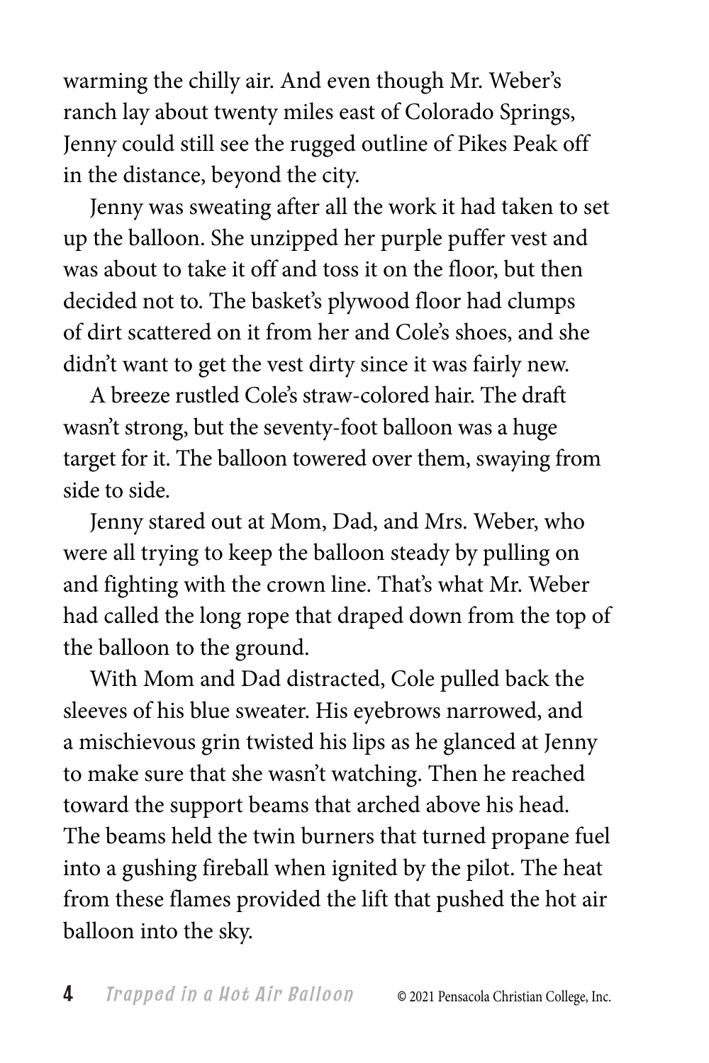warming the chilly air. And even though Mr. Weber's ranch lay about twenty miles east of Colorado Springs, Jenny could still see the rugged outline of Pikes Peak off in the distance, beyond the city.

Jenny was sweating after all the work it had taken to set up the balloon. She unzipped her purple puffer vest and was about to take it off and toss it on the floor, but then decided not to. The basket's plywood floor had clumps of dirt scattered on it from her and Cole's shoes, and she didn't want to get the vest dirty since it was fairly new.

A breeze rustled Cole's straw-colored hair. The draft wasn't strong, but the seventy-foot balloon was a huge target for it. The balloon towered over them, swaying from side to side.

Jenny stared out at Mom, Dad, and Mrs. Weber, who were all trying to keep the balloon steady by pulling on and fighting with the crown line. That's what Mr. Weber had called the long rope that draped down from the top of the balloon to the ground.

With Mom and Dad distracted, Cole pulled back the sleeves of his blue sweater. His eyebrows narrowed, and a mischievous grin twisted his lips as he glanced at Jenny to make sure that she wasn't watching. Then he reached toward the support beams that arched above his head. The beams held the twin burners that turned propane fuel into a gushing fireball when ignited by the pilot. The heat from these flames provided the lift that pushed the hot air balloon into the sky.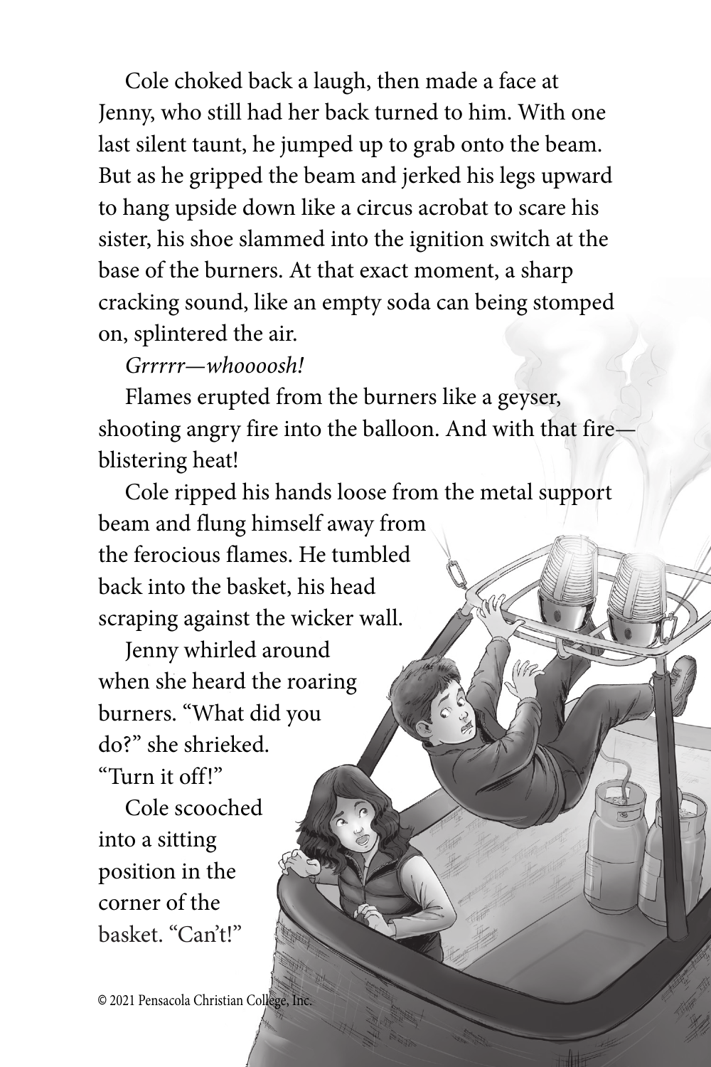Cole choked back a laugh, then made a face at Jenny, who still had her back turned to him. With one last silent taunt, he jumped up to grab onto the beam. But as he gripped the beam and jerked his legs upward to hang upside down like a circus acrobat to scare his sister, his shoe slammed into the ignition switch at the base of the burners. At that exact moment, a sharp cracking sound, like an empty soda can being stomped on, splintered the air.

*Grrrrr—whoooosh!*

Flames erupted from the burners like a geyser, shooting angry fire into the balloon. And with that fire—blistering heat!

Cole ripped his hands loose from the metal support beam and flung himself away from the ferocious flames. He tumbled back into the basket, his head scraping against the wicker wall.

Jenny whirled around when she heard the roaring burners. "What did you do?" she shrieked. "Turn it off!"

Cole scooched into a sitting position in the corner of the basket. "Can't!"

© 2021 Pensacola Christian College, Inc.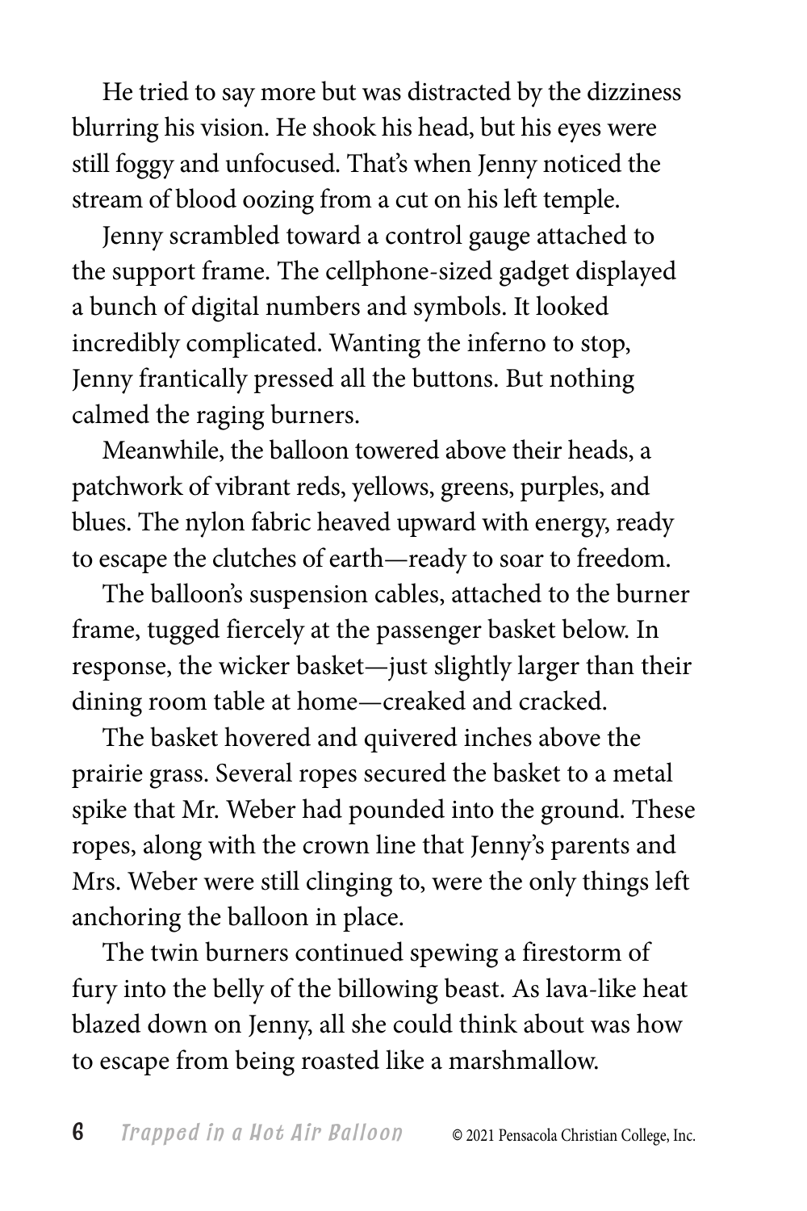He tried to say more but was distracted by the dizziness blurring his vision. He shook his head, but his eyes were still foggy and unfocused. That's when Jenny noticed the stream of blood oozing from a cut on his left temple.

Jenny scrambled toward a control gauge attached to the support frame. The cellphone-sized gadget displayed a bunch of digital numbers and symbols. It looked incredibly complicated. Wanting the inferno to stop, Jenny frantically pressed all the buttons. But nothing calmed the raging burners.

Meanwhile, the balloon towered above their heads, a patchwork of vibrant reds, yellows, greens, purples, and blues. The nylon fabric heaved upward with energy, ready to escape the clutches of earth—ready to soar to freedom.

The balloon's suspension cables, attached to the burner frame, tugged fiercely at the passenger basket below. In response, the wicker basket—just slightly larger than their dining room table at home—creaked and cracked.

The basket hovered and quivered inches above the prairie grass. Several ropes secured the basket to a metal spike that Mr. Weber had pounded into the ground. These ropes, along with the crown line that Jenny's parents and Mrs. Weber were still clinging to, were the only things left anchoring the balloon in place.

The twin burners continued spewing a firestorm of fury into the belly of the billowing beast. As lava-like heat blazed down on Jenny, all she could think about was how to escape from being roasted like a marshmallow.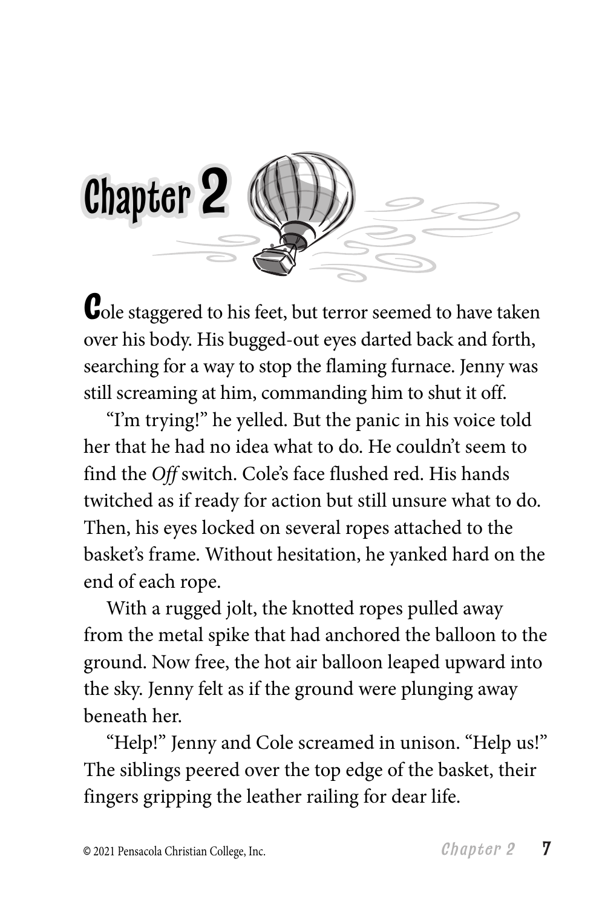# Chapter 2

Cole staggered to his feet, but terror seemed to have taken over his body. His bugged-out eyes darted back and forth, searching for a way to stop the flaming furnace. Jenny was still screaming at him, commanding him to shut it off.

"I'm trying!" he yelled. But the panic in his voice told her that he had no idea what to do. He couldn't seem to find the *Off* switch. Cole's face flushed red. His hands twitched as if ready for action but still unsure what to do. Then, his eyes locked on several ropes attached to the basket's frame. Without hesitation, he yanked hard on the end of each rope.

With a rugged jolt, the knotted ropes pulled away from the metal spike that had anchored the balloon to the ground. Now free, the hot air balloon leaped upward into the sky. Jenny felt as if the ground were plunging away beneath her.

"Help!" Jenny and Cole screamed in unison. "Help us!" The siblings peered over the top edge of the basket, their fingers gripping the leather railing for dear life.

© 2021 Pensacola Christian College, Inc.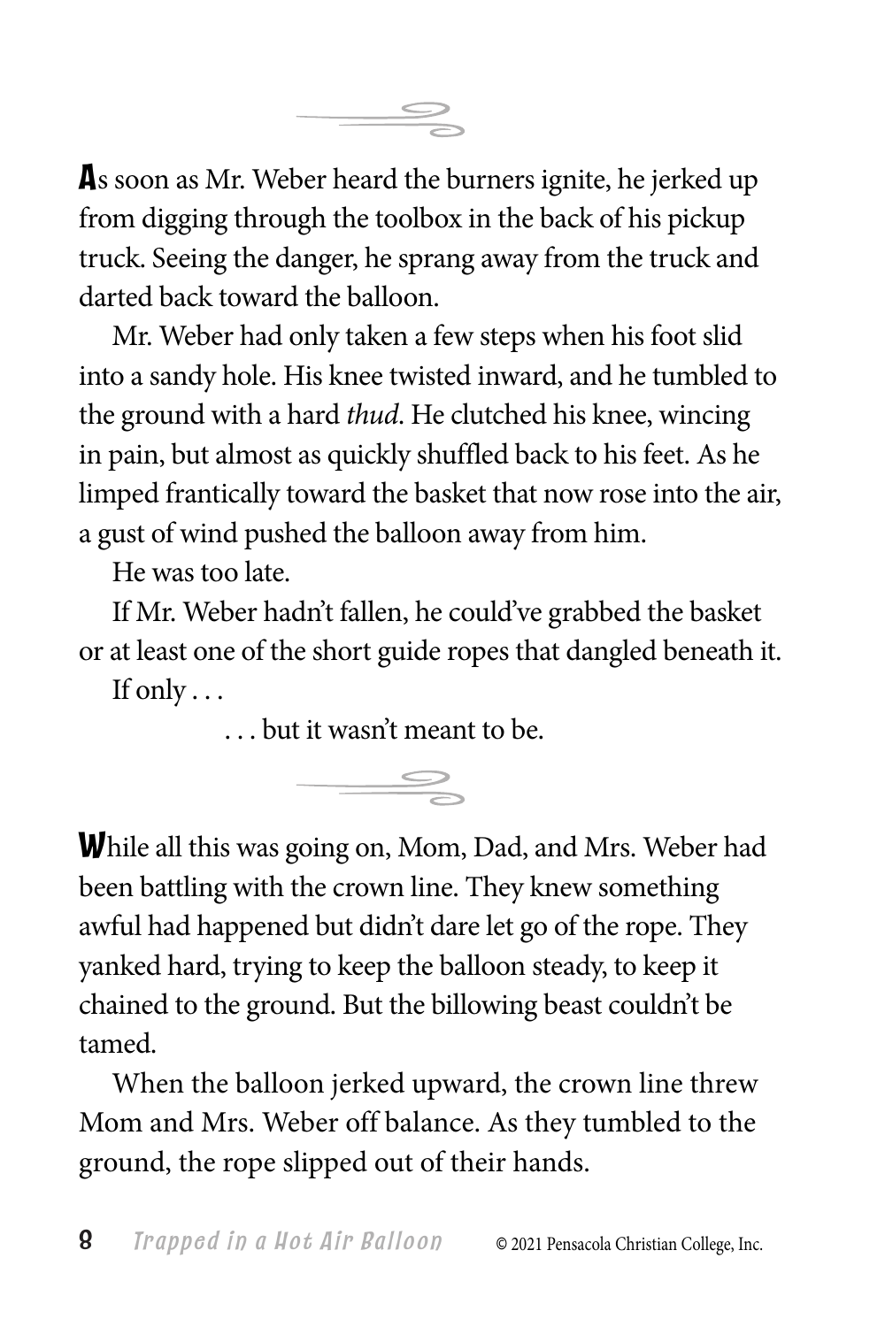As soon as Mr. Weber heard the burners ignite, he jerked up from digging through the toolbox in the back of his pickup truck. Seeing the danger, he sprang away from the truck and darted back toward the balloon.

Mr. Weber had only taken a few steps when his foot slid into a sandy hole. His knee twisted inward, and he tumbled to the ground with a hard *thud*. He clutched his knee, wincing in pain, but almost as quickly shuffled back to his feet. As he limped frantically toward the basket that now rose into the air, a gust of wind pushed the balloon away from him.

He was too late.

If Mr. Weber hadn't fallen, he could've grabbed the basket or at least one of the short guide ropes that dangled beneath it.

If only . . .

. . . but it wasn't meant to be.

While all this was going on, Mom, Dad, and Mrs. Weber had been battling with the crown line. They knew something awful had happened but didn't dare let go of the rope. They yanked hard, trying to keep the balloon steady, to keep it chained to the ground. But the billowing beast couldn't be tamed.

When the balloon jerked upward, the crown line threw Mom and Mrs. Weber off balance. As they tumbled to the ground, the rope slipped out of their hands.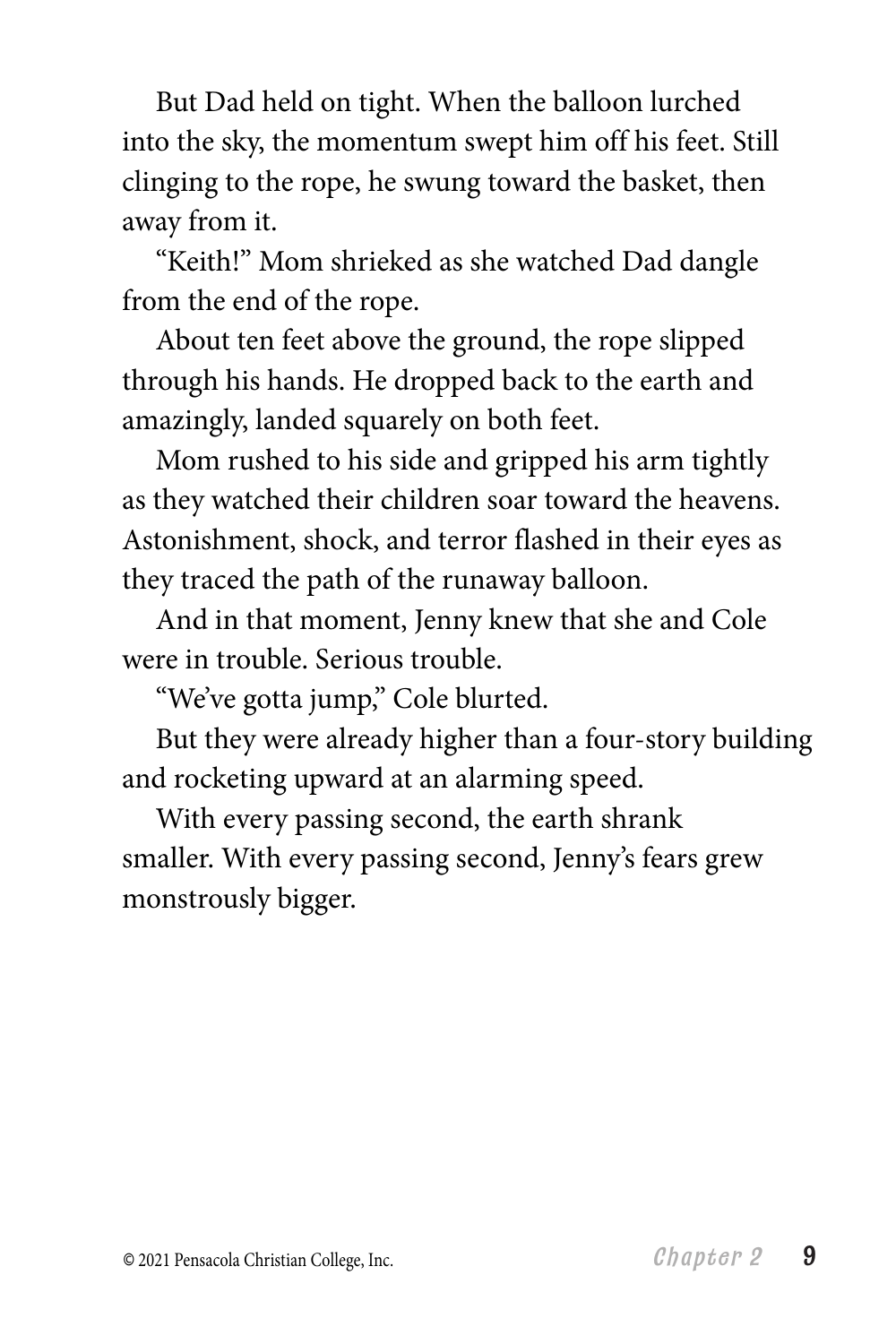But Dad held on tight. When the balloon lurched into the sky, the momentum swept him off his feet. Still clinging to the rope, he swung toward the basket, then away from it.

"Keith!" Mom shrieked as she watched Dad dangle from the end of the rope.

About ten feet above the ground, the rope slipped through his hands. He dropped back to the earth and amazingly, landed squarely on both feet.

Mom rushed to his side and gripped his arm tightly as they watched their children soar toward the heavens. Astonishment, shock, and terror flashed in their eyes as they traced the path of the runaway balloon.

And in that moment, Jenny knew that she and Cole were in trouble. Serious trouble.

"We've gotta jump," Cole blurted.

But they were already higher than a four-story building and rocketing upward at an alarming speed.

With every passing second, the earth shrank smaller. With every passing second, Jenny's fears grew monstrously bigger.